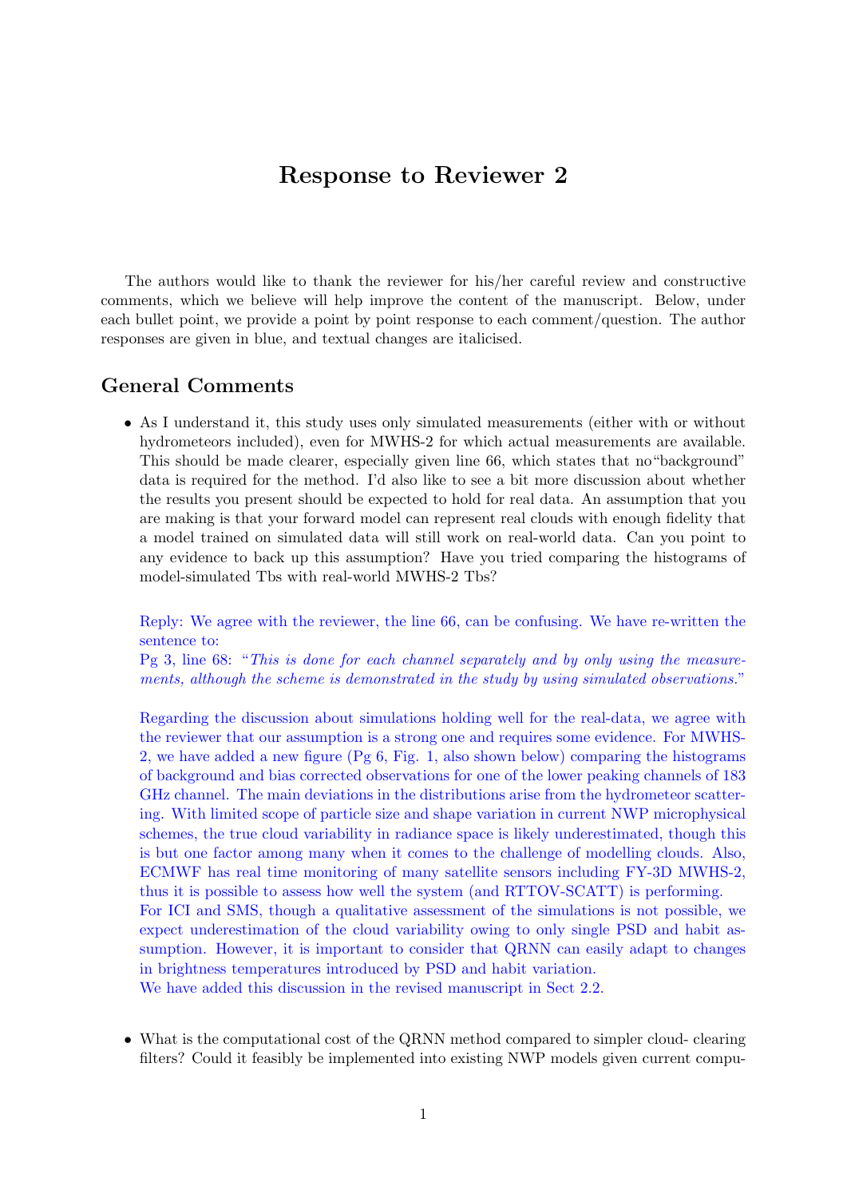# Response to Reviewer 2

The authors would like to thank the reviewer for his/her careful review and constructive comments, which we believe will help improve the content of the manuscript. Below, under each bullet point, we provide a point by point response to each comment/question. The author responses are given in blue, and textual changes are italicised.

## General Comments

- As I understand it, this study uses only simulated measurements (either with or without hydrometeors included), even for MWHS-2 for which actual measurements are available. This should be made clearer, especially given line 66, which states that no"background" data is required for the method. I'd also like to see a bit more discussion about whether the results you present should be expected to hold for real data. An assumption that you are making is that your forward model can represent real clouds with enough fidelity that a model trained on simulated data will still work on real-world data. Can you point to any evidence to back up this assumption? Have you tried comparing the histograms of model-simulated Tbs with real-world MWHS-2 Tbs?

  Reply: We agree with the reviewer, the line 66, can be confusing. We have re-written the sentence to:
  Pg 3, line 68: "*This is done for each channel separately and by only using the measurements, although the scheme is demonstrated in the study by using simulated observations.*"

  Regarding the discussion about simulations holding well for the real-data, we agree with the reviewer that our assumption is a strong one and requires some evidence. For MWHS-2, we have added a new figure (Pg 6, Fig. 1, also shown below) comparing the histograms of background and bias corrected observations for one of the lower peaking channels of 183 GHz channel. The main deviations in the distributions arise from the hydrometeor scattering. With limited scope of particle size and shape variation in current NWP microphysical schemes, the true cloud variability in radiance space is likely underestimated, though this is but one factor among many when it comes to the challenge of modelling clouds. Also, ECMWF has real time monitoring of many satellite sensors including FY-3D MWHS-2, thus it is possible to assess how well the system (and RTTOV-SCATT) is performing.
  For ICI and SMS, though a qualitative assessment of the simulations is not possible, we expect underestimation of the cloud variability owing to only single PSD and habit assumption. However, it is important to consider that QRNN can easily adapt to changes in brightness temperatures introduced by PSD and habit variation.
  We have added this discussion in the revised manuscript in Sect 2.2.

- What is the computational cost of the QRNN method compared to simpler cloud- clearing filters? Could it feasibly be implemented into existing NWP models given current compu-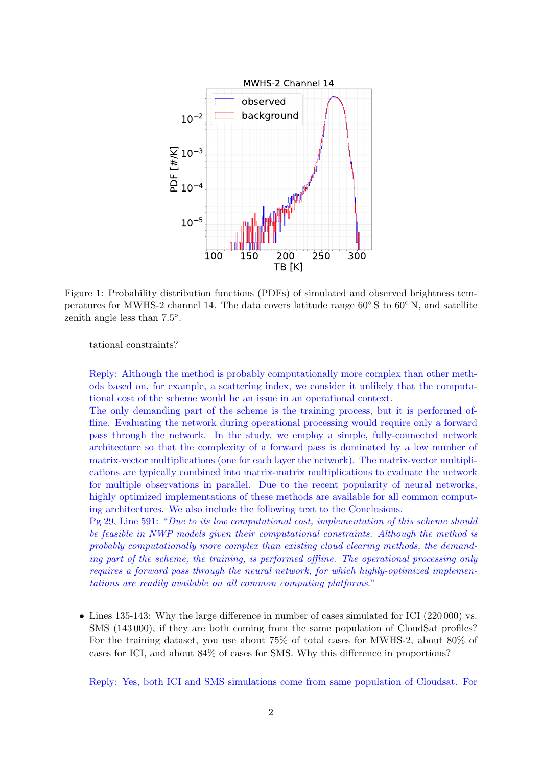Figure 1: Probability distribution functions (PDFs) of simulated and observed brightness temperatures for MWHS-2 channel 14. The data covers latitude range 60° S to 60° N, and satellite zenith angle less than 7.5°.

tational constraints?

Reply: Although the method is probably computationally more complex than other methods based on, for example, a scattering index, we consider it unlikely that the computational cost of the scheme would be an issue in an operational context.
The only demanding part of the scheme is the training process, but it is performed offline. Evaluating the network during operational processing would require only a forward pass through the network. In the study, we employ a simple, fully-connected network architecture so that the complexity of a forward pass is dominated by a low number of matrix-vector multiplications (one for each layer the network). The matrix-vector multiplications are typically combined into matrix-matrix multiplications to evaluate the network for multiple observations in parallel. Due to the recent popularity of neural networks, highly optimized implementations of these methods are available for all common computing architectures. We also include the following text to the Conclusions.
Pg 29, Line 591: "*Due to its low computational cost, implementation of this scheme should be feasible in NWP models given their computational constraints. Although the method is probably computationally more complex than existing cloud clearing methods, the demanding part of the scheme, the training, is performed offline. The operational processing only requires a forward pass through the neural network, for which highly-optimized implementations are readily available on all common computing platforms.*"

- Lines 135-143: Why the large difference in number of cases simulated for ICI (220 000) vs. SMS (143 000), if they are both coming from the same population of CloudSat profiles? For the training dataset, you use about 75% of total cases for MWHS-2, about 80% of cases for ICI, and about 84% of cases for SMS. Why this difference in proportions?

  Reply: Yes, both ICI and SMS simulations come from same population of Cloudsat. For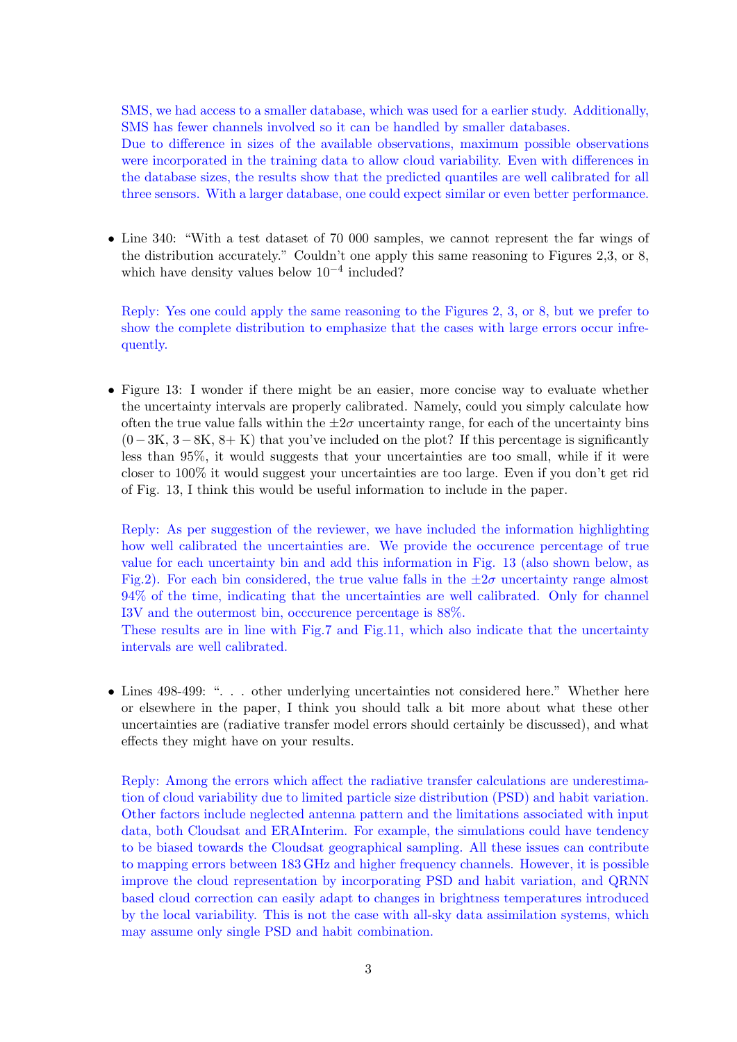SMS, we had access to a smaller database, which was used for a earlier study. Additionally, SMS has fewer channels involved so it can be handled by smaller databases.
Due to difference in sizes of the available observations, maximum possible observations were incorporated in the training data to allow cloud variability. Even with differences in the database sizes, the results show that the predicted quantiles are well calibrated for all three sensors. With a larger database, one could expect similar or even better performance.

- Line 340: "With a test dataset of 70 000 samples, we cannot represent the far wings of the distribution accurately." Couldn't one apply this same reasoning to Figures 2,3, or 8, which have density values below $10^{-4}$ included?

  Reply: Yes one could apply the same reasoning to the Figures 2, 3, or 8, but we prefer to show the complete distribution to emphasize that the cases with large errors occur infrequently.

- Figure 13: I wonder if there might be an easier, more concise way to evaluate whether the uncertainty intervals are properly calibrated. Namely, could you simply calculate how often the true value falls within the $\pm 2\sigma$ uncertainty range, for each of the uncertainty bins ($0-3$K, $3-8$K, $8+$ K) that you've included on the plot? If this percentage is significantly less than 95%, it would suggests that your uncertainties are too small, while if it were closer to 100% it would suggest your uncertainties are too large. Even if you don't get rid of Fig. 13, I think this would be useful information to include in the paper.

  Reply: As per suggestion of the reviewer, we have included the information highlighting how well calibrated the uncertainties are. We provide the occurence percentage of true value for each uncertainty bin and add this information in Fig. 13 (also shown below, as Fig.2). For each bin considered, the true value falls in the $\pm 2\sigma$ uncertainty range almost 94% of the time, indicating that the uncertainties are well calibrated. Only for channel I3V and the outermost bin, occcurence percentage is 88%.
  These results are in line with Fig.7 and Fig.11, which also indicate that the uncertainty intervals are well calibrated.

- Lines 498-499: ". . . other underlying uncertainties not considered here." Whether here or elsewhere in the paper, I think you should talk a bit more about what these other uncertainties are (radiative transfer model errors should certainly be discussed), and what effects they might have on your results.

  Reply: Among the errors which affect the radiative transfer calculations are underestimation of cloud variability due to limited particle size distribution (PSD) and habit variation. Other factors include neglected antenna pattern and the limitations associated with input data, both Cloudsat and ERAInterim. For example, the simulations could have tendency to be biased towards the Cloudsat geographical sampling. All these issues can contribute to mapping errors between 183 GHz and higher frequency channels. However, it is possible improve the cloud representation by incorporating PSD and habit variation, and QRNN based cloud correction can easily adapt to changes in brightness temperatures introduced by the local variability. This is not the case with all-sky data assimilation systems, which may assume only single PSD and habit combination.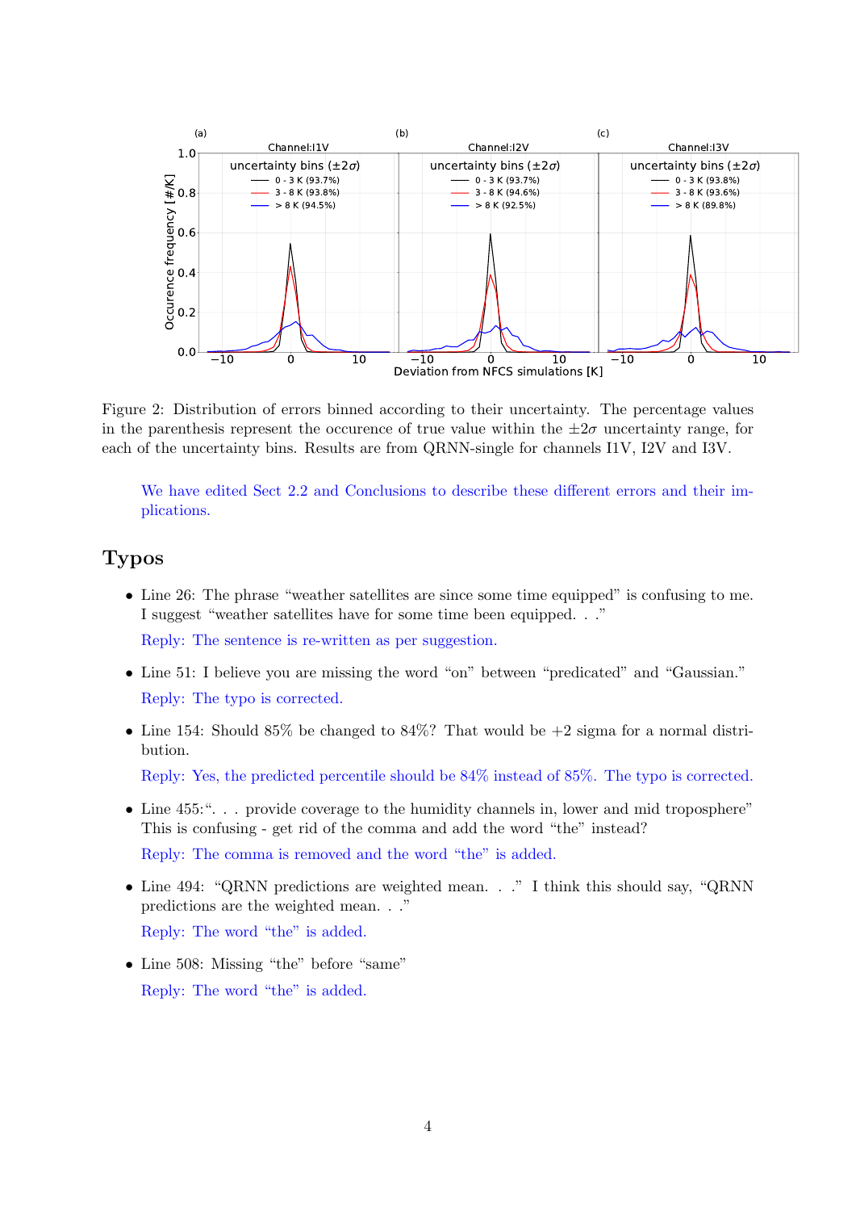(a)

Channel:I1V

uncertainty bins (±2σ)

0 - 3 K (93.7%)

3 - 8 K (93.8%)

> 8 K (94.5%)

(b)

Channel:I2V

uncertainty bins (±2σ)

0 - 3 K (93.7%)

3 - 8 K (94.6%)

> 8 K (92.5%)

(c)

Channel:I3V

uncertainty bins (±2σ)

0 - 3 K (93.8%)

3 - 8 K (93.6%)

> 8 K (89.8%)

Occurence frequency [#/K]

Deviation from NFCS simulations [K]

Figure 2: Distribution of errors binned according to their uncertainty. The percentage values in the parenthesis represent the occurence of true value within the $\pm 2\sigma$ uncertainty range, for each of the uncertainty bins. Results are from QRNN-single for channels I1V, I2V and I3V.

We have edited Sect 2.2 and Conclusions to describe these different errors and their implications.

# Typos

- Line 26: The phrase "weather satellites are since some time equipped" is confusing to me. I suggest "weather satellites have for some time been equipped. . ."

  Reply: The sentence is re-written as per suggestion.

- Line 51: I believe you are missing the word "on" between "predicated" and "Gaussian."

  Reply: The typo is corrected.

- Line 154: Should 85% be changed to 84%? That would be +2 sigma for a normal distribution.

  Reply: Yes, the predicted percentile should be 84% instead of 85%. The typo is corrected.

- Line 455:". . . provide coverage to the humidity channels in, lower and mid troposphere" This is confusing - get rid of the comma and add the word "the" instead?

  Reply: The comma is removed and the word "the" is added.

- Line 494: "QRNN predictions are weighted mean. . ." I think this should say, "QRNN predictions are the weighted mean. . ."

  Reply: The word "the" is added.

- Line 508: Missing "the" before "same"

  Reply: The word "the" is added.